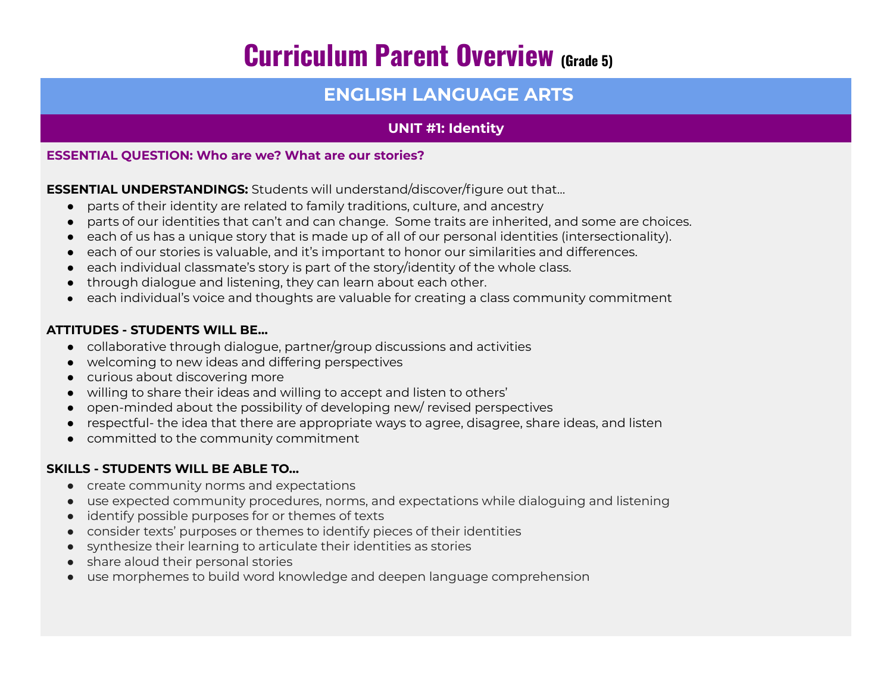# Curriculum Parent Overview (Grade 5)

## ENGLISH LANGUAGE ARTS

### UNIT #1: Identity

**ESSENTIAL QUESTION: Who are we? What are our stories?**

**ESSENTIAL UNDERSTANDINGS:** Students will understand/discover/figure out that…

- parts of their identity are related to family traditions, culture, and ancestry
- parts of our identities that can't and can change. Some traits are inherited, and some are choices.
- each of us has a unique story that is made up of all of our personal identities (intersectionality).
- each of our stories is valuable, and it's important to honor our similarities and differences.
- each individual classmate's story is part of the story/identity of the whole class.
- through dialogue and listening, they can learn about each other.
- each individual's voice and thoughts are valuable for creating a class community commitment

**ATTITUDES - STUDENTS WILL BE…**

- collaborative through dialogue, partner/group discussions and activities
- welcoming to new ideas and differing perspectives
- curious about discovering more
- willing to share their ideas and willing to accept and listen to others'
- open-minded about the possibility of developing new/ revised perspectives
- respectful- the idea that there are appropriate ways to agree, disagree, share ideas, and listen
- committed to the community commitment

**SKILLS - STUDENTS WILL BE ABLE TO…**

- create community norms and expectations
- use expected community procedures, norms, and expectations while dialoguing and listening
- identify possible purposes for or themes of texts
- consider texts' purposes or themes to identify pieces of their identities
- synthesize their learning to articulate their identities as stories
- share aloud their personal stories
- use morphemes to build word knowledge and deepen language comprehension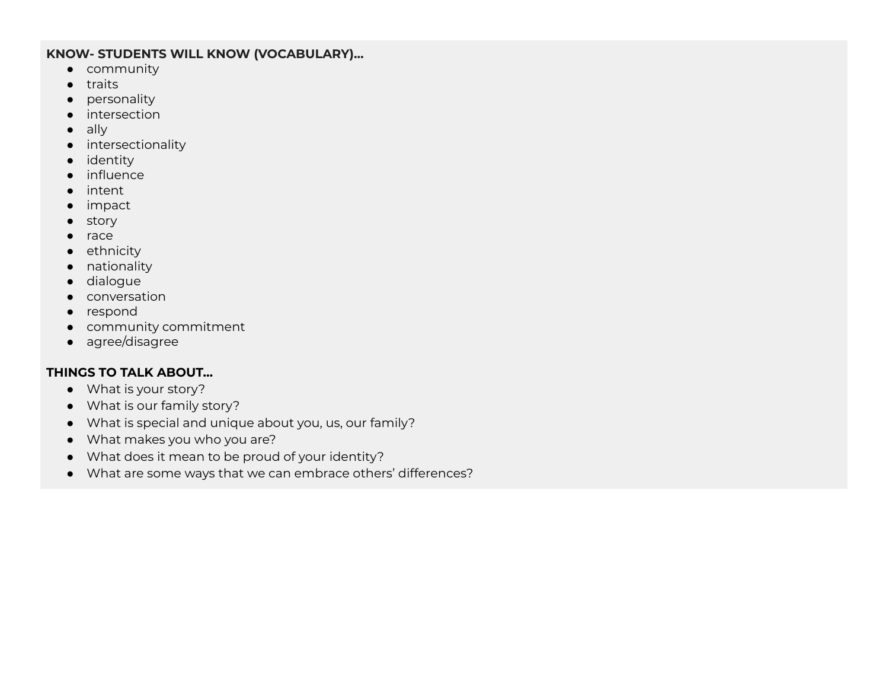**KNOW- STUDENTS WILL KNOW (VOCABULARY)...**

- community
- traits
- personality
- intersection
- ally
- intersectionality
- identity
- influence
- intent
- impact
- story
- race
- ethnicity
- nationality
- dialogue
- conversation
- respond
- community commitment
- agree/disagree

**THINGS TO TALK ABOUT...**

- What is your story?
- What is our family story?
- What is special and unique about you, us, our family?
- What makes you who you are?
- What does it mean to be proud of your identity?
- What are some ways that we can embrace others' differences?